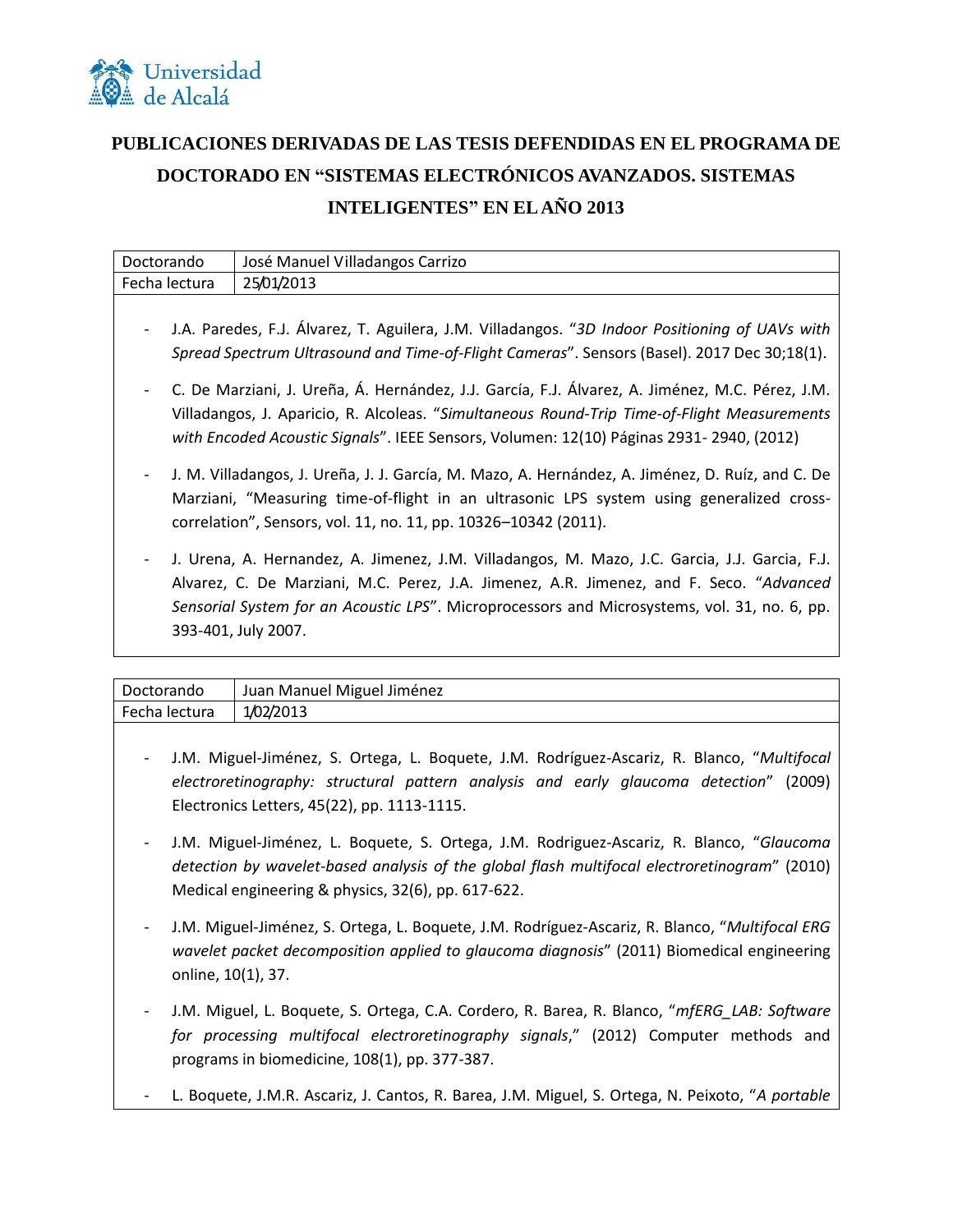# PUBLICACIONES DERIVADAS DE LAS TESIS DEFENDIDAS EN EL PROGRAMA DE DOCTORADO EN "SISTEMAS ELECTRÓNICOS AVANZADOS. SISTEMAS INTELIGENTES" EN EL AÑO 2013

| Doctorando | José Manuel Villadangos Carrizo |
|---|---|
| Fecha lectura | 25/01/2013 |

- J.A. Paredes, F.J. Álvarez, T. Aguilera, J.M. Villadangos. "*3D Indoor Positioning of UAVs with Spread Spectrum Ultrasound and Time-of-Flight Cameras*". Sensors (Basel). 2017 Dec 30;18(1).
- C. De Marziani, J. Ureña, Á. Hernández, J.J. García, F.J. Álvarez, A. Jiménez, M.C. Pérez, J.M. Villadangos, J. Aparicio, R. Alcoleas. "*Simultaneous Round-Trip Time-of-Flight Measurements with Encoded Acoustic Signals*". IEEE Sensors, Volumen: 12(10) Páginas 2931- 2940, (2012)
- J. M. Villadangos, J. Ureña, J. J. García, M. Mazo, A. Hernández, A. Jiménez, D. Ruíz, and C. De Marziani, "Measuring time-of-flight in an ultrasonic LPS system using generalized cross-correlation", Sensors, vol. 11, no. 11, pp. 10326–10342 (2011).
- J. Urena, A. Hernandez, A. Jimenez, J.M. Villadangos, M. Mazo, J.C. Garcia, J.J. Garcia, F.J. Alvarez, C. De Marziani, M.C. Perez, J.A. Jimenez, A.R. Jimenez, and F. Seco. "*Advanced Sensorial System for an Acoustic LPS*". Microprocessors and Microsystems, vol. 31, no. 6, pp. 393-401, July 2007.

| Doctorando | Juan Manuel Miguel Jiménez |
|---|---|
| Fecha lectura | 1/02/2013 |

- J.M. Miguel-Jiménez, S. Ortega, L. Boquete, J.M. Rodríguez-Ascariz, R. Blanco, "*Multifocal electroretinography: structural pattern analysis and early glaucoma detection*" (2009) Electronics Letters, 45(22), pp. 1113-1115.
- J.M. Miguel-Jiménez, L. Boquete, S. Ortega, J.M. Rodriguez-Ascariz, R. Blanco, "*Glaucoma detection by wavelet-based analysis of the global flash multifocal electroretinogram*" (2010) Medical engineering & physics, 32(6), pp. 617-622.
- J.M. Miguel-Jiménez, S. Ortega, L. Boquete, J.M. Rodríguez-Ascariz, R. Blanco, "*Multifocal ERG wavelet packet decomposition applied to glaucoma diagnosis*" (2011) Biomedical engineering online, 10(1), 37.
- J.M. Miguel, L. Boquete, S. Ortega, C.A. Cordero, R. Barea, R. Blanco, "*mfERG_LAB: Software for processing multifocal electroretinography signals*," (2012) Computer methods and programs in biomedicine, 108(1), pp. 377-387.
- L. Boquete, J.M.R. Ascariz, J. Cantos, R. Barea, J.M. Miguel, S. Ortega, N. Peixoto, "*A portable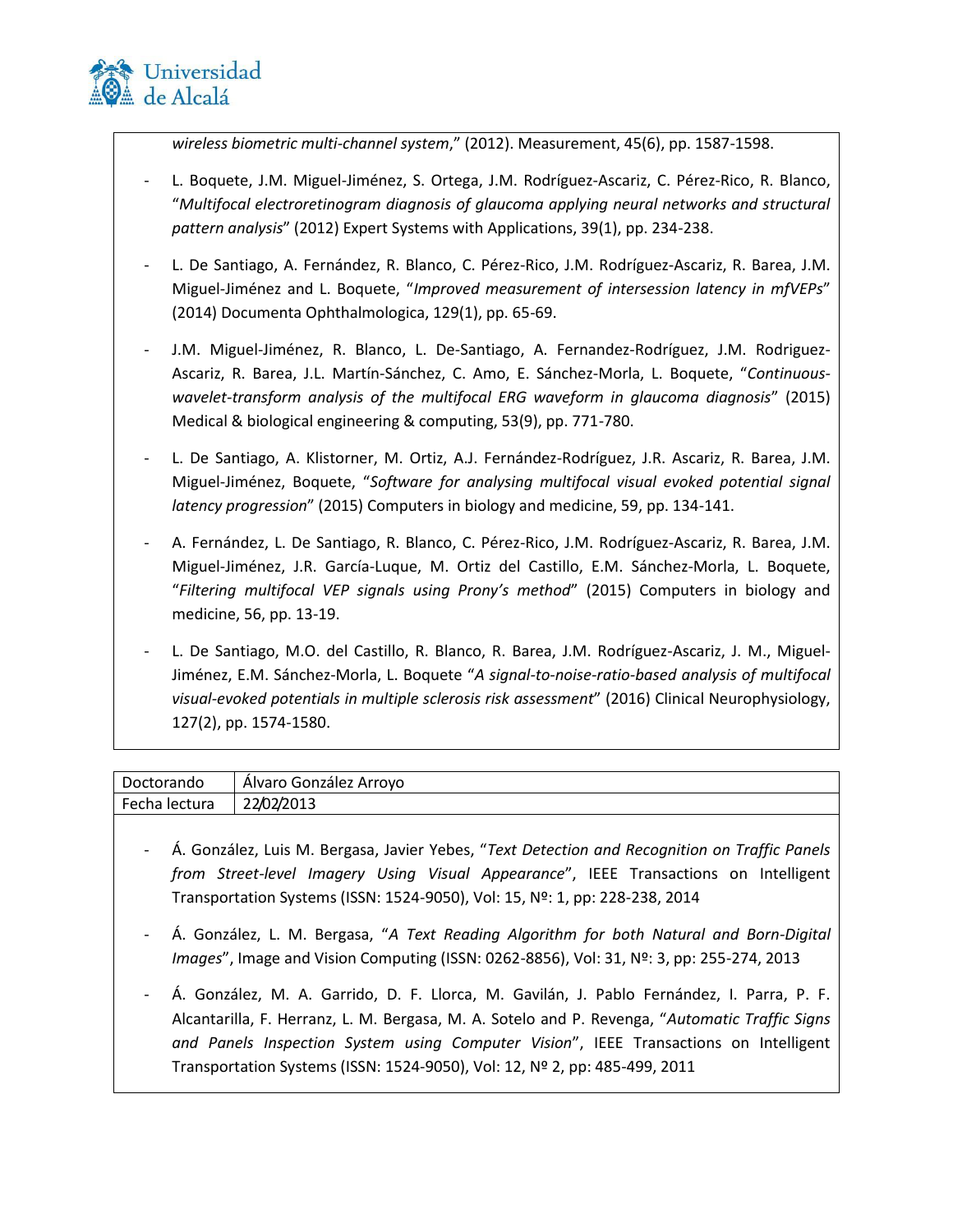*wireless biometric multi-channel system*," (2012). Measurement, 45(6), pp. 1587-1598.

- L. Boquete, J.M. Miguel-Jiménez, S. Ortega, J.M. Rodríguez-Ascariz, C. Pérez-Rico, R. Blanco, "*Multifocal electroretinogram diagnosis of glaucoma applying neural networks and structural pattern analysis*" (2012) Expert Systems with Applications, 39(1), pp. 234-238.
- L. De Santiago, A. Fernández, R. Blanco, C. Pérez-Rico, J.M. Rodríguez-Ascariz, R. Barea, J.M. Miguel-Jiménez and L. Boquete, "*Improved measurement of intersession latency in mfVEPs*" (2014) Documenta Ophthalmologica, 129(1), pp. 65-69.
- J.M. Miguel-Jiménez, R. Blanco, L. De-Santiago, A. Fernandez-Rodríguez, J.M. Rodriguez-Ascariz, R. Barea, J.L. Martín-Sánchez, C. Amo, E. Sánchez-Morla, L. Boquete, "*Continuous-wavelet-transform analysis of the multifocal ERG waveform in glaucoma diagnosis*" (2015) Medical & biological engineering & computing, 53(9), pp. 771-780.
- L. De Santiago, A. Klistorner, M. Ortiz, A.J. Fernández-Rodríguez, J.R. Ascariz, R. Barea, J.M. Miguel-Jiménez, Boquete, "*Software for analysing multifocal visual evoked potential signal latency progression*" (2015) Computers in biology and medicine, 59, pp. 134-141.
- A. Fernández, L. De Santiago, R. Blanco, C. Pérez-Rico, J.M. Rodríguez-Ascariz, R. Barea, J.M. Miguel-Jiménez, J.R. García-Luque, M. Ortiz del Castillo, E.M. Sánchez-Morla, L. Boquete, "*Filtering multifocal VEP signals using Prony's method*" (2015) Computers in biology and medicine, 56, pp. 13-19.
- L. De Santiago, M.O. del Castillo, R. Blanco, R. Barea, J.M. Rodríguez-Ascariz, J. M., Miguel-Jiménez, E.M. Sánchez-Morla, L. Boquete "*A signal-to-noise-ratio-based analysis of multifocal visual-evoked potentials in multiple sclerosis risk assessment*" (2016) Clinical Neurophysiology, 127(2), pp. 1574-1580.

| Doctorando | Álvaro González Arroyo |
|---|---|
| Fecha lectura | 22/02/2013 |

- Á. González, Luis M. Bergasa, Javier Yebes, "*Text Detection and Recognition on Traffic Panels from Street-level Imagery Using Visual Appearance*", IEEE Transactions on Intelligent Transportation Systems (ISSN: 1524-9050), Vol: 15, Nº: 1, pp: 228-238, 2014
- Á. González, L. M. Bergasa, "*A Text Reading Algorithm for both Natural and Born-Digital Images*", Image and Vision Computing (ISSN: 0262-8856), Vol: 31, Nº: 3, pp: 255-274, 2013
- Á. González, M. A. Garrido, D. F. Llorca, M. Gavilán, J. Pablo Fernández, I. Parra, P. F. Alcantarilla, F. Herranz, L. M. Bergasa, M. A. Sotelo and P. Revenga, "*Automatic Traffic Signs and Panels Inspection System using Computer Vision*", IEEE Transactions on Intelligent Transportation Systems (ISSN: 1524-9050), Vol: 12, Nº 2, pp: 485-499, 2011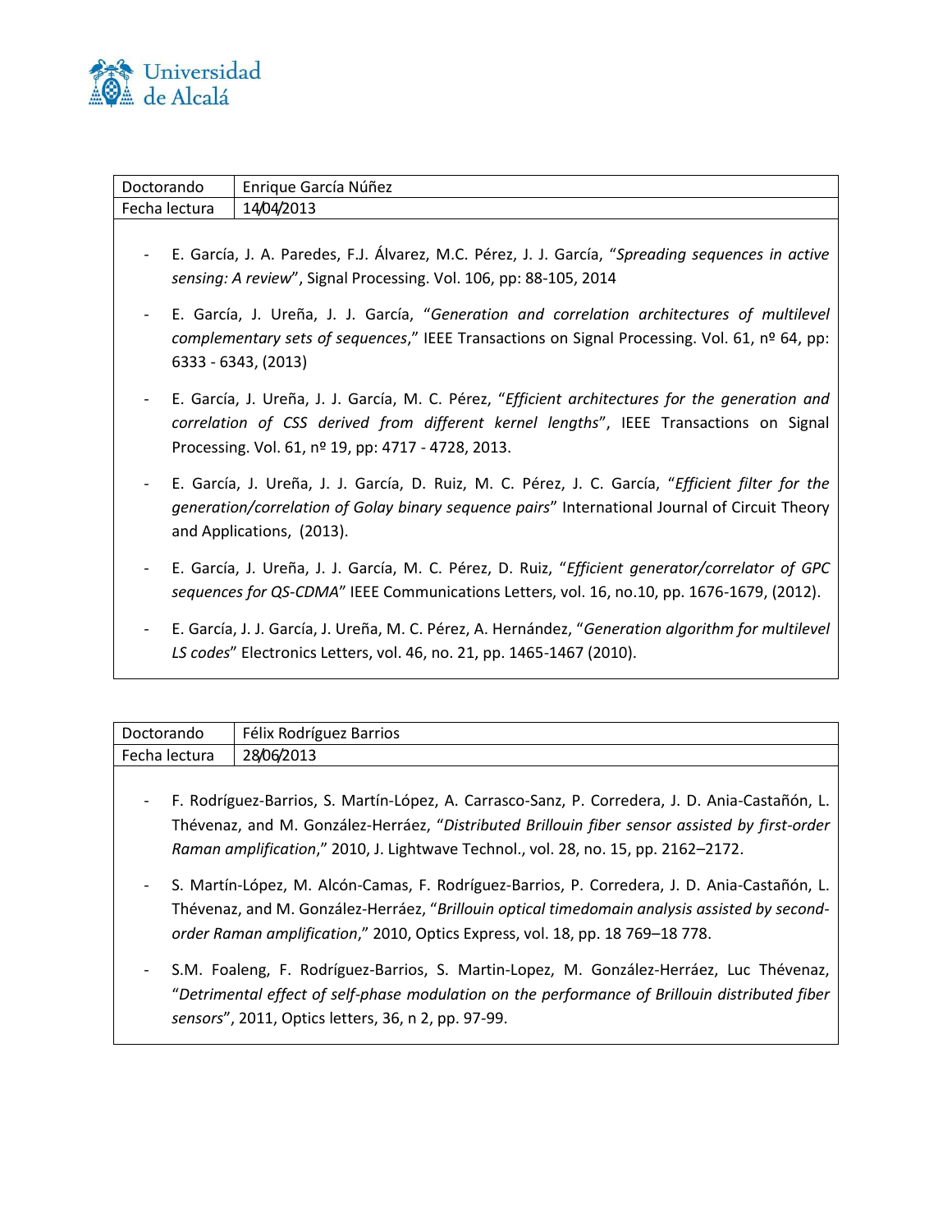| Doctorando | Enrique García Núñez |
| --- | --- |
| Fecha lectura | 14/04/2013 |

- E. García, J. A. Paredes, F.J. Álvarez, M.C. Pérez, J. J. García, "*Spreading sequences in active sensing: A review*", Signal Processing. Vol. 106, pp: 88-105, 2014
- E. García, J. Ureña, J. J. García, "*Generation and correlation architectures of multilevel complementary sets of sequences*," IEEE Transactions on Signal Processing. Vol. 61, nº 64, pp: 6333 - 6343, (2013)
- E. García, J. Ureña, J. J. García, M. C. Pérez, "*Efficient architectures for the generation and correlation of CSS derived from different kernel lengths*", IEEE Transactions on Signal Processing. Vol. 61, nº 19, pp: 4717 - 4728, 2013.
- E. García, J. Ureña, J. J. García, D. Ruiz, M. C. Pérez, J. C. García, "*Efficient filter for the generation/correlation of Golay binary sequence pairs*" International Journal of Circuit Theory and Applications, (2013).
- E. García, J. Ureña, J. J. García, M. C. Pérez, D. Ruiz, "*Efficient generator/correlator of GPC sequences for QS-CDMA*" IEEE Communications Letters, vol. 16, no.10, pp. 1676-1679, (2012).
- E. García, J. J. García, J. Ureña, M. C. Pérez, A. Hernández, "*Generation algorithm for multilevel LS codes*" Electronics Letters, vol. 46, no. 21, pp. 1465-1467 (2010).

| Doctorando | Félix Rodríguez Barrios |
| --- | --- |
| Fecha lectura | 28/06/2013 |

- F. Rodríguez-Barrios, S. Martín-López, A. Carrasco-Sanz, P. Corredera, J. D. Ania-Castañón, L. Thévenaz, and M. González-Herráez, "*Distributed Brillouin fiber sensor assisted by first-order Raman amplification*," 2010, J. Lightwave Technol., vol. 28, no. 15, pp. 2162–2172.
- S. Martín-López, M. Alcón-Camas, F. Rodríguez-Barrios, P. Corredera, J. D. Ania-Castañón, L. Thévenaz, and M. González-Herráez, "*Brillouin optical timedomain analysis assisted by second-order Raman amplification*," 2010, Optics Express, vol. 18, pp. 18 769–18 778.
- S.M. Foaleng, F. Rodríguez-Barrios, S. Martin-Lopez, M. González-Herráez, Luc Thévenaz, "*Detrimental effect of self-phase modulation on the performance of Brillouin distributed fiber sensors*", 2011, Optics letters, 36, n 2, pp. 97-99.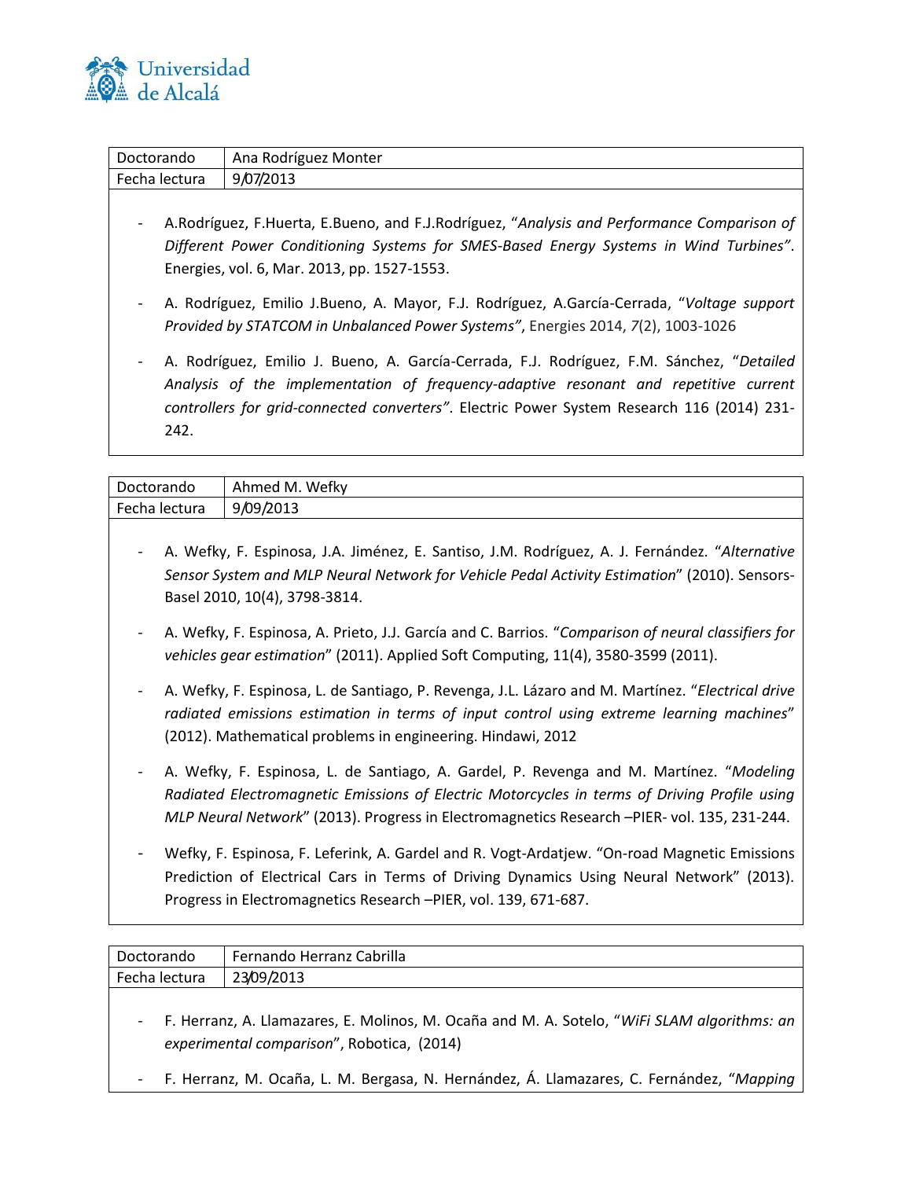| Doctorando | Ana Rodríguez Monter |
|---|---|
| Fecha lectura | 9/07/2013 |

- A.Rodríguez, F.Huerta, E.Bueno, and F.J.Rodríguez, "*Analysis and Performance Comparison of Different Power Conditioning Systems for SMES-Based Energy Systems in Wind Turbines*". Energies, vol. 6, Mar. 2013, pp. 1527-1553.
- A. Rodríguez, Emilio J.Bueno, A. Mayor, F.J. Rodríguez, A.García-Cerrada, "*Voltage support Provided by STATCOM in Unbalanced Power Systems*", Energies 2014, *7*(2), 1003-1026
- A. Rodríguez, Emilio J. Bueno, A. García-Cerrada, F.J. Rodríguez, F.M. Sánchez, "*Detailed Analysis of the implementation of frequency-adaptive resonant and repetitive current controllers for grid-connected converters*". Electric Power System Research 116 (2014) 231-242.

| Doctorando | Ahmed M. Wefky |
|---|---|
| Fecha lectura | 9/09/2013 |

- A. Wefky, F. Espinosa, J.A. Jiménez, E. Santiso, J.M. Rodríguez, A. J. Fernández. "*Alternative Sensor System and MLP Neural Network for Vehicle Pedal Activity Estimation*" (2010). Sensors-Basel 2010, 10(4), 3798-3814.
- A. Wefky, F. Espinosa, A. Prieto, J.J. García and C. Barrios. "*Comparison of neural classifiers for vehicles gear estimation*" (2011). Applied Soft Computing, 11(4), 3580-3599 (2011).
- A. Wefky, F. Espinosa, L. de Santiago, P. Revenga, J.L. Lázaro and M. Martínez. "*Electrical drive radiated emissions estimation in terms of input control using extreme learning machines*" (2012). Mathematical problems in engineering. Hindawi, 2012
- A. Wefky, F. Espinosa, L. de Santiago, A. Gardel, P. Revenga and M. Martínez. "*Modeling Radiated Electromagnetic Emissions of Electric Motorcycles in terms of Driving Profile using MLP Neural Network*" (2013). Progress in Electromagnetics Research –PIER- vol. 135, 231-244.
- Wefky, F. Espinosa, F. Leferink, A. Gardel and R. Vogt-Ardatjew. "On-road Magnetic Emissions Prediction of Electrical Cars in Terms of Driving Dynamics Using Neural Network" (2013). Progress in Electromagnetics Research –PIER, vol. 139, 671-687.

| Doctorando | Fernando Herranz Cabrilla |
|---|---|
| Fecha lectura | 23/09/2013 |

- F. Herranz, A. Llamazares, E. Molinos, M. Ocaña and M. A. Sotelo, "*WiFi SLAM algorithms: an experimental comparison*", Robotica, (2014)
- F. Herranz, M. Ocaña, L. M. Bergasa, N. Hernández, Á. Llamazares, C. Fernández, "*Mapping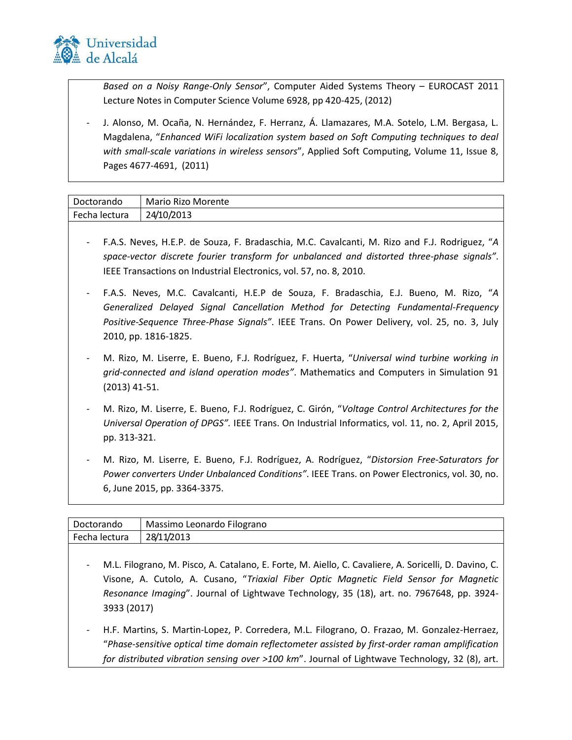*Based on a Noisy Range-Only Sensor*", Computer Aided Systems Theory – EUROCAST 2011 Lecture Notes in Computer Science Volume 6928, pp 420-425, (2012)

- J. Alonso, M. Ocaña, N. Hernández, F. Herranz, Á. Llamazares, M.A. Sotelo, L.M. Bergasa, L. Magdalena, "*Enhanced WiFi localization system based on Soft Computing techniques to deal with small-scale variations in wireless sensors*", Applied Soft Computing, Volume 11, Issue 8, Pages 4677-4691, (2011)

| Doctorando | Mario Rizo Morente |
|---|---|
| Fecha lectura | 24/10/2013 |

- F.A.S. Neves, H.E.P. de Souza, F. Bradaschia, M.C. Cavalcanti, M. Rizo and F.J. Rodriguez, "*A space-vector discrete fourier transform for unbalanced and distorted three-phase signals"*. IEEE Transactions on Industrial Electronics, vol. 57, no. 8, 2010.
- F.A.S. Neves, M.C. Cavalcanti, H.E.P de Souza, F. Bradaschia, E.J. Bueno, M. Rizo, "*A Generalized Delayed Signal Cancellation Method for Detecting Fundamental-Frequency Positive-Sequence Three-Phase Signals"*. IEEE Trans. On Power Delivery, vol. 25, no. 3, July 2010, pp. 1816-1825.
- M. Rizo, M. Liserre, E. Bueno, F.J. Rodríguez, F. Huerta, "*Universal wind turbine working in grid-connected and island operation modes"*. Mathematics and Computers in Simulation 91 (2013) 41-51.
- M. Rizo, M. Liserre, E. Bueno, F.J. Rodríguez, C. Girón, "*Voltage Control Architectures for the Universal Operation of DPGS"*. IEEE Trans. On Industrial Informatics, vol. 11, no. 2, April 2015, pp. 313-321.
- M. Rizo, M. Liserre, E. Bueno, F.J. Rodríguez, A. Rodríguez, "*Distorsion Free-Saturators for Power converters Under Unbalanced Conditions"*. IEEE Trans. on Power Electronics, vol. 30, no. 6, June 2015, pp. 3364-3375.

| Doctorando | Massimo Leonardo Filograno |
|---|---|
| Fecha lectura | 28/11/2013 |

- M.L. Filograno, M. Pisco, A. Catalano, E. Forte, M. Aiello, C. Cavaliere, A. Soricelli, D. Davino, C. Visone, A. Cutolo, A. Cusano, "*Triaxial Fiber Optic Magnetic Field Sensor for Magnetic Resonance Imaging*". Journal of Lightwave Technology, 35 (18), art. no. 7967648, pp. 3924-3933 (2017)
- H.F. Martins, S. Martin-Lopez, P. Corredera, M.L. Filograno, O. Frazao, M. Gonzalez-Herraez, "*Phase-sensitive optical time domain reflectometer assisted by first-order raman amplification for distributed vibration sensing over >100 km*". Journal of Lightwave Technology, 32 (8), art.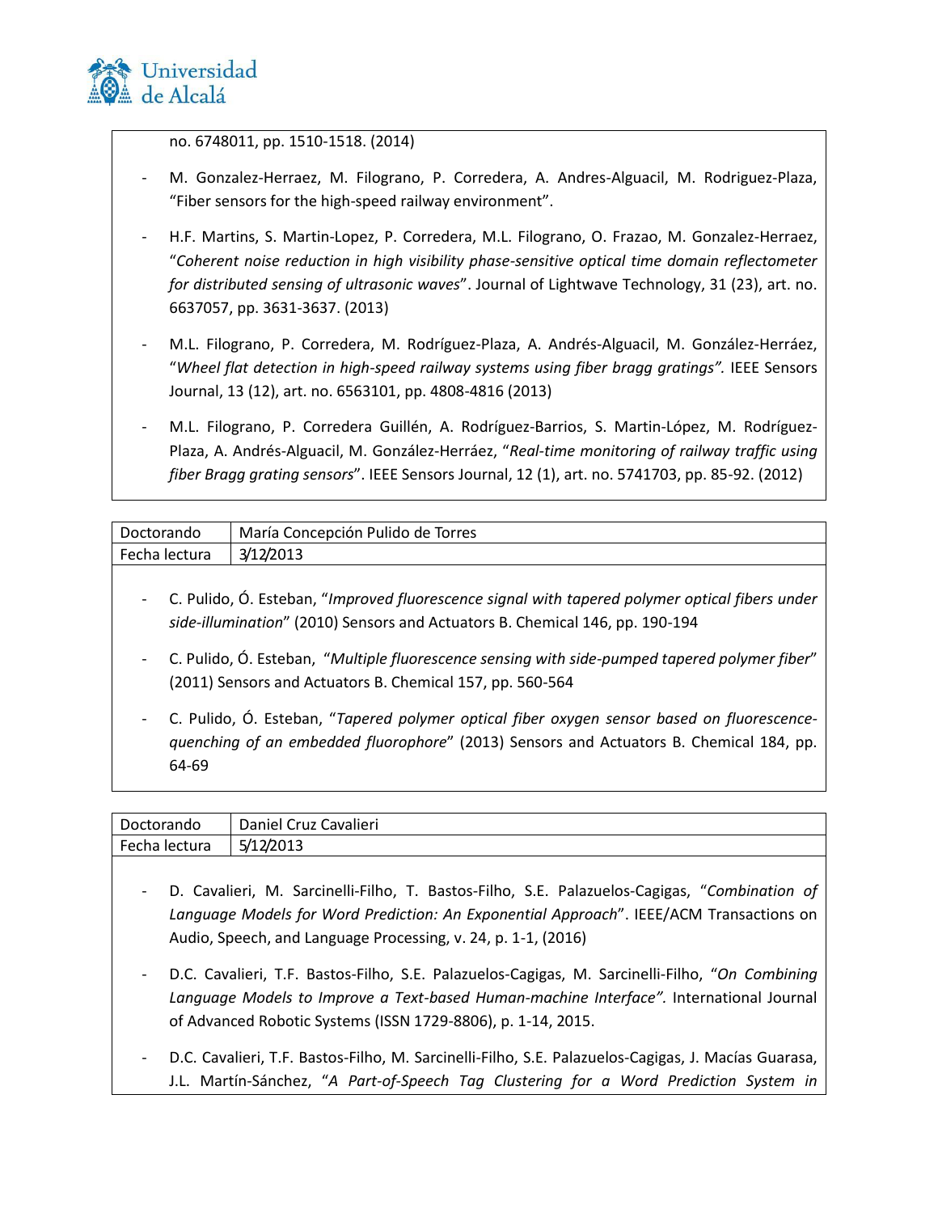no. 6748011, pp. 1510-1518. (2014)

- M. Gonzalez-Herraez, M. Filograno, P. Corredera, A. Andres-Alguacil, M. Rodriguez-Plaza, "Fiber sensors for the high-speed railway environment".
- H.F. Martins, S. Martin-Lopez, P. Corredera, M.L. Filograno, O. Frazao, M. Gonzalez-Herraez, "*Coherent noise reduction in high visibility phase-sensitive optical time domain reflectometer for distributed sensing of ultrasonic waves*". Journal of Lightwave Technology, 31 (23), art. no. 6637057, pp. 3631-3637. (2013)
- M.L. Filograno, P. Corredera, M. Rodríguez-Plaza, A. Andrés-Alguacil, M. González-Herráez, "*Wheel flat detection in high-speed railway systems using fiber bragg gratings".* IEEE Sensors Journal, 13 (12), art. no. 6563101, pp. 4808-4816 (2013)
- M.L. Filograno, P. Corredera Guillén, A. Rodríguez-Barrios, S. Martin-López, M. Rodríguez-Plaza, A. Andrés-Alguacil, M. González-Herráez, "*Real-time monitoring of railway traffic using fiber Bragg grating sensors*". IEEE Sensors Journal, 12 (1), art. no. 5741703, pp. 85-92. (2012)

| Doctorando | María Concepción Pulido de Torres |
| --- | --- |
| Fecha lectura | 3/12/2013 |

- C. Pulido, Ó. Esteban, "*Improved fluorescence signal with tapered polymer optical fibers under side-illumination*" (2010) Sensors and Actuators B. Chemical 146, pp. 190-194
- C. Pulido, Ó. Esteban, "*Multiple fluorescence sensing with side-pumped tapered polymer fiber*" (2011) Sensors and Actuators B. Chemical 157, pp. 560-564
- C. Pulido, Ó. Esteban, "*Tapered polymer optical fiber oxygen sensor based on fluorescence-quenching of an embedded fluorophore*" (2013) Sensors and Actuators B. Chemical 184, pp. 64-69

| Doctorando | Daniel Cruz Cavalieri |
| --- | --- |
| Fecha lectura | 5/12/2013 |

- D. Cavalieri, M. Sarcinelli-Filho, T. Bastos-Filho, S.E. Palazuelos-Cagigas, "*Combination of Language Models for Word Prediction: An Exponential Approach*". IEEE/ACM Transactions on Audio, Speech, and Language Processing, v. 24, p. 1-1, (2016)
- D.C. Cavalieri, T.F. Bastos-Filho, S.E. Palazuelos-Cagigas, M. Sarcinelli-Filho, "*On Combining Language Models to Improve a Text-based Human-machine Interface".* International Journal of Advanced Robotic Systems (ISSN 1729-8806), p. 1-14, 2015.
- D.C. Cavalieri, T.F. Bastos-Filho, M. Sarcinelli-Filho, S.E. Palazuelos-Cagigas, J. Macías Guarasa, J.L. Martín-Sánchez, "*A Part-of-Speech Tag Clustering for a Word Prediction System in*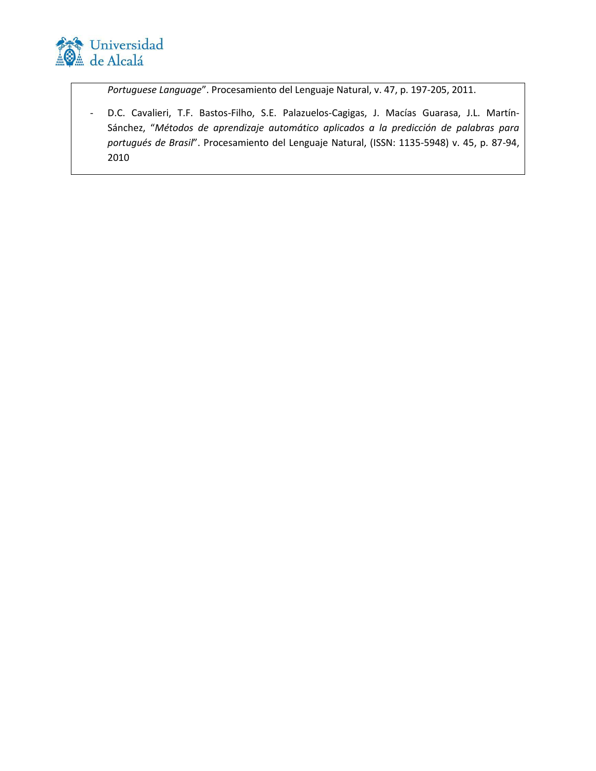*Portuguese Language*". Procesamiento del Lenguaje Natural, v. 47, p. 197-205, 2011.

- D.C. Cavalieri, T.F. Bastos-Filho, S.E. Palazuelos-Cagigas, J. Macías Guarasa, J.L. Martín-Sánchez, "*Métodos de aprendizaje automático aplicados a la predicción de palabras para portugués de Brasil*". Procesamiento del Lenguaje Natural, (ISSN: 1135-5948) v. 45, p. 87-94, 2010